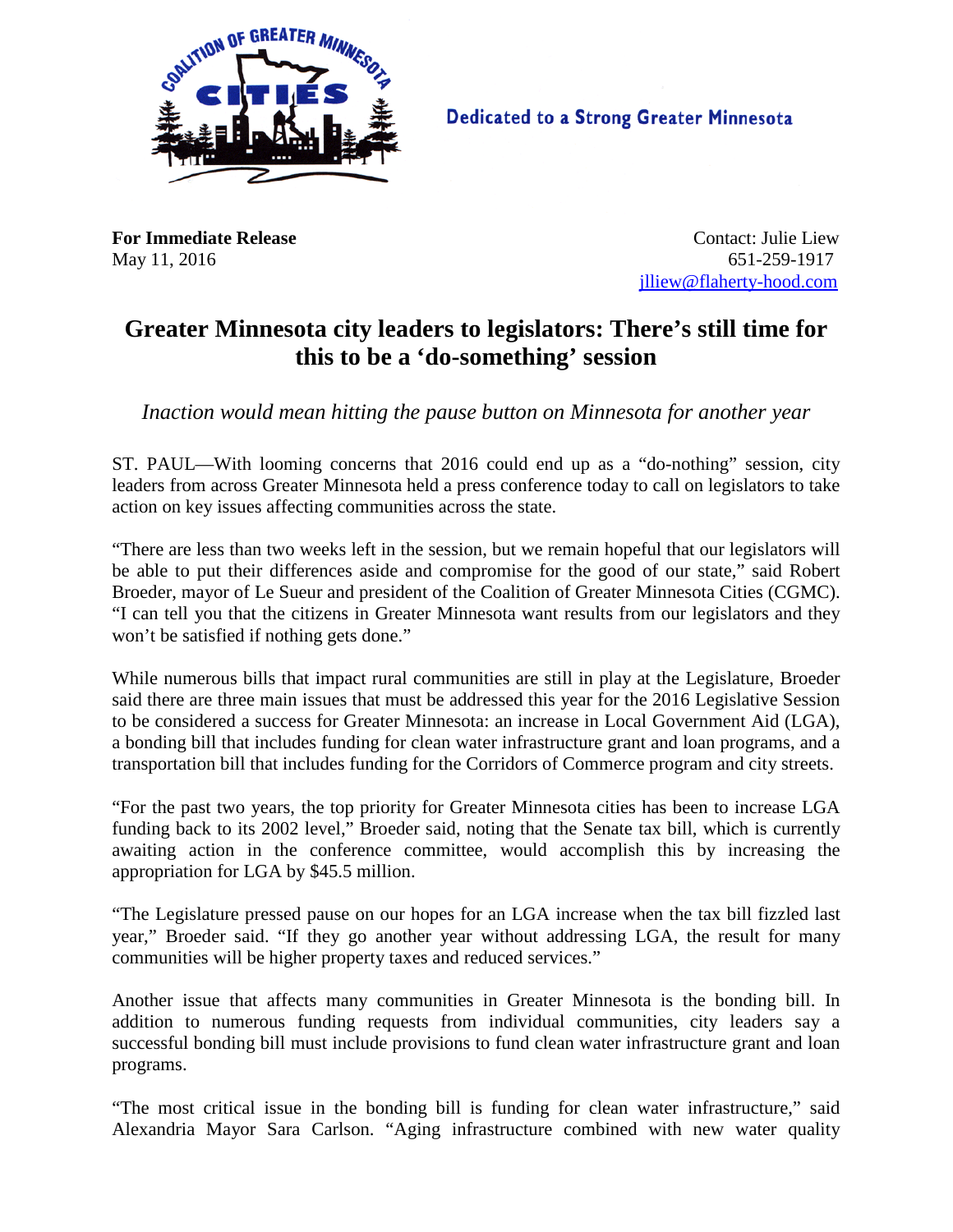Dedicated to a Strong Greater Minnesota

**For Immediate Release**
May 11, 2016

Contact: Julie Liew
651-259-1917
jlliew@flaherty-hood.com

# Greater Minnesota city leaders to legislators: There's still time for this to be a 'do-something' session

*Inaction would mean hitting the pause button on Minnesota for another year*

ST. PAUL—With looming concerns that 2016 could end up as a "do-nothing" session, city leaders from across Greater Minnesota held a press conference today to call on legislators to take action on key issues affecting communities across the state.

"There are less than two weeks left in the session, but we remain hopeful that our legislators will be able to put their differences aside and compromise for the good of our state," said Robert Broeder, mayor of Le Sueur and president of the Coalition of Greater Minnesota Cities (CGMC). "I can tell you that the citizens in Greater Minnesota want results from our legislators and they won't be satisfied if nothing gets done."

While numerous bills that impact rural communities are still in play at the Legislature, Broeder said there are three main issues that must be addressed this year for the 2016 Legislative Session to be considered a success for Greater Minnesota: an increase in Local Government Aid (LGA), a bonding bill that includes funding for clean water infrastructure grant and loan programs, and a transportation bill that includes funding for the Corridors of Commerce program and city streets.

"For the past two years, the top priority for Greater Minnesota cities has been to increase LGA funding back to its 2002 level," Broeder said, noting that the Senate tax bill, which is currently awaiting action in the conference committee, would accomplish this by increasing the appropriation for LGA by $45.5 million.

"The Legislature pressed pause on our hopes for an LGA increase when the tax bill fizzled last year," Broeder said. "If they go another year without addressing LGA, the result for many communities will be higher property taxes and reduced services."

Another issue that affects many communities in Greater Minnesota is the bonding bill. In addition to numerous funding requests from individual communities, city leaders say a successful bonding bill must include provisions to fund clean water infrastructure grant and loan programs.

"The most critical issue in the bonding bill is funding for clean water infrastructure," said Alexandria Mayor Sara Carlson. "Aging infrastructure combined with new water quality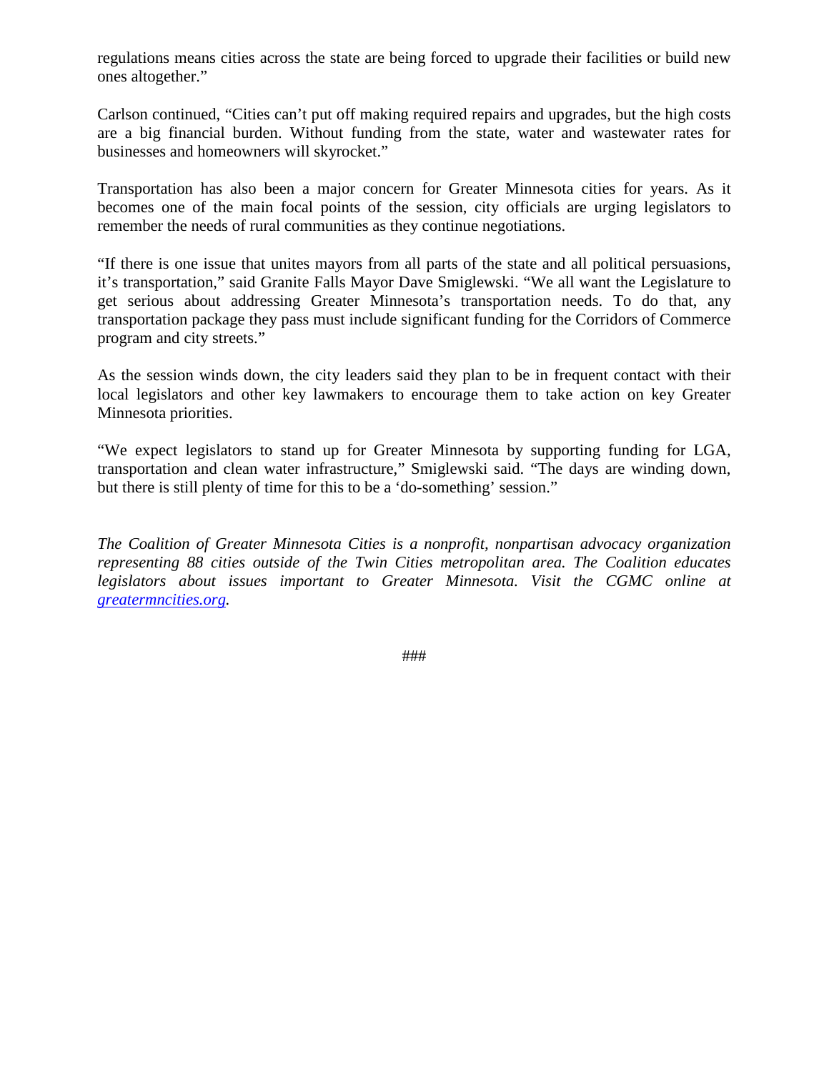regulations means cities across the state are being forced to upgrade their facilities or build new ones altogether."

Carlson continued, "Cities can't put off making required repairs and upgrades, but the high costs are a big financial burden. Without funding from the state, water and wastewater rates for businesses and homeowners will skyrocket."

Transportation has also been a major concern for Greater Minnesota cities for years. As it becomes one of the main focal points of the session, city officials are urging legislators to remember the needs of rural communities as they continue negotiations.

"If there is one issue that unites mayors from all parts of the state and all political persuasions, it's transportation," said Granite Falls Mayor Dave Smiglewski. "We all want the Legislature to get serious about addressing Greater Minnesota's transportation needs. To do that, any transportation package they pass must include significant funding for the Corridors of Commerce program and city streets."

As the session winds down, the city leaders said they plan to be in frequent contact with their local legislators and other key lawmakers to encourage them to take action on key Greater Minnesota priorities.

"We expect legislators to stand up for Greater Minnesota by supporting funding for LGA, transportation and clean water infrastructure," Smiglewski said. "The days are winding down, but there is still plenty of time for this to be a 'do-something' session."

*The Coalition of Greater Minnesota Cities is a nonprofit, nonpartisan advocacy organization representing 88 cities outside of the Twin Cities metropolitan area. The Coalition educates legislators about issues important to Greater Minnesota. Visit the CGMC online at [greatermncities.org](greatermncities.org).*

###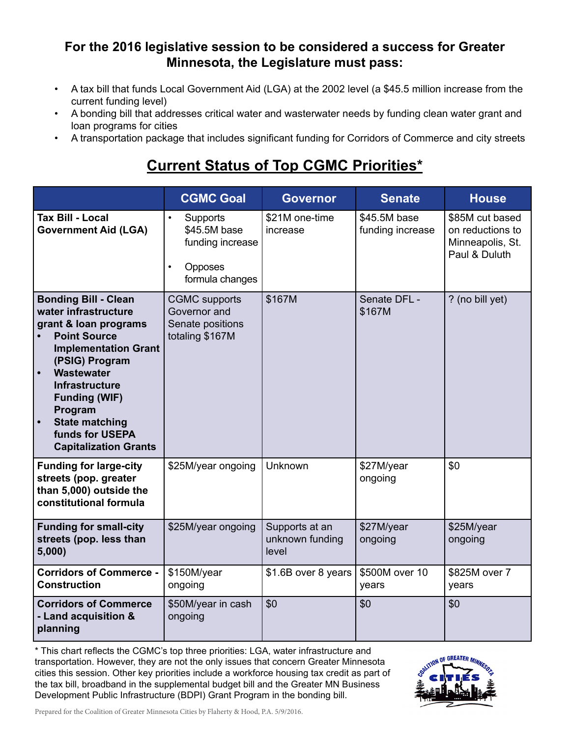**For the 2016 legislative session to be considered a success for Greater Minnesota, the Legislature must pass:**

- A tax bill that funds Local Government Aid (LGA) at the 2002 level (a $45.5 million increase from the current funding level)
- A bonding bill that addresses critical water and wastewater needs by funding clean water grant and loan programs for cities
- A transportation package that includes significant funding for Corridors of Commerce and city streets

## Current Status of Top CGMC Priorities*

| | CGMC Goal | Governor | Senate | House |
|---|---|---|---|---|
| **Tax Bill - Local Government Aid (LGA)** | • Supports $45.5M base funding increase<br>• Opposes formula changes | $21M one-time increase | $45.5M base funding increase | $85M cut based on reductions to Minneapolis, St. Paul & Duluth |
| **Bonding Bill - Clean water infrastructure grant & loan programs**<br>• **Point Source Implementation Grant (PSIG) Program**<br>• **Wastewater Infrastructure Funding (WIF) Program**<br>• **State matching funds for USEPA Capitalization Grants** | CGMC supports Governor and Senate positions totaling $167M | $167M | Senate DFL - $167M | ? (no bill yet) |
| **Funding for large-city streets (pop. greater than 5,000) outside the constitutional formula** | $25M/year ongoing | Unknown | $27M/year ongoing | $0 |
| **Funding for small-city streets (pop. less than 5,000)** | $25M/year ongoing | Supports at an unknown funding level | $27M/year ongoing | $25M/year ongoing |
| **Corridors of Commerce - Construction** | $150M/year ongoing | $1.6B over 8 years | $500M over 10 years | $825M over 7 years |
| **Corridors of Commerce - Land acquisition & planning** | $50M/year in cash ongoing | $0 | $0 | $0 |

* This chart reflects the CGMC's top three priorities: LGA, water infrastructure and transportation. However, they are not the only issues that concern Greater Minnesota cities this session. Other key priorities include a workforce housing tax credit as part of the tax bill, broadband in the supplemental budget bill and the Greater MN Business Development Public Infrastructure (BDPI) Grant Program in the bonding bill.

Prepared for the Coalition of Greater Minnesota Cities by Flaherty & Hood, P.A. 5/9/2016.